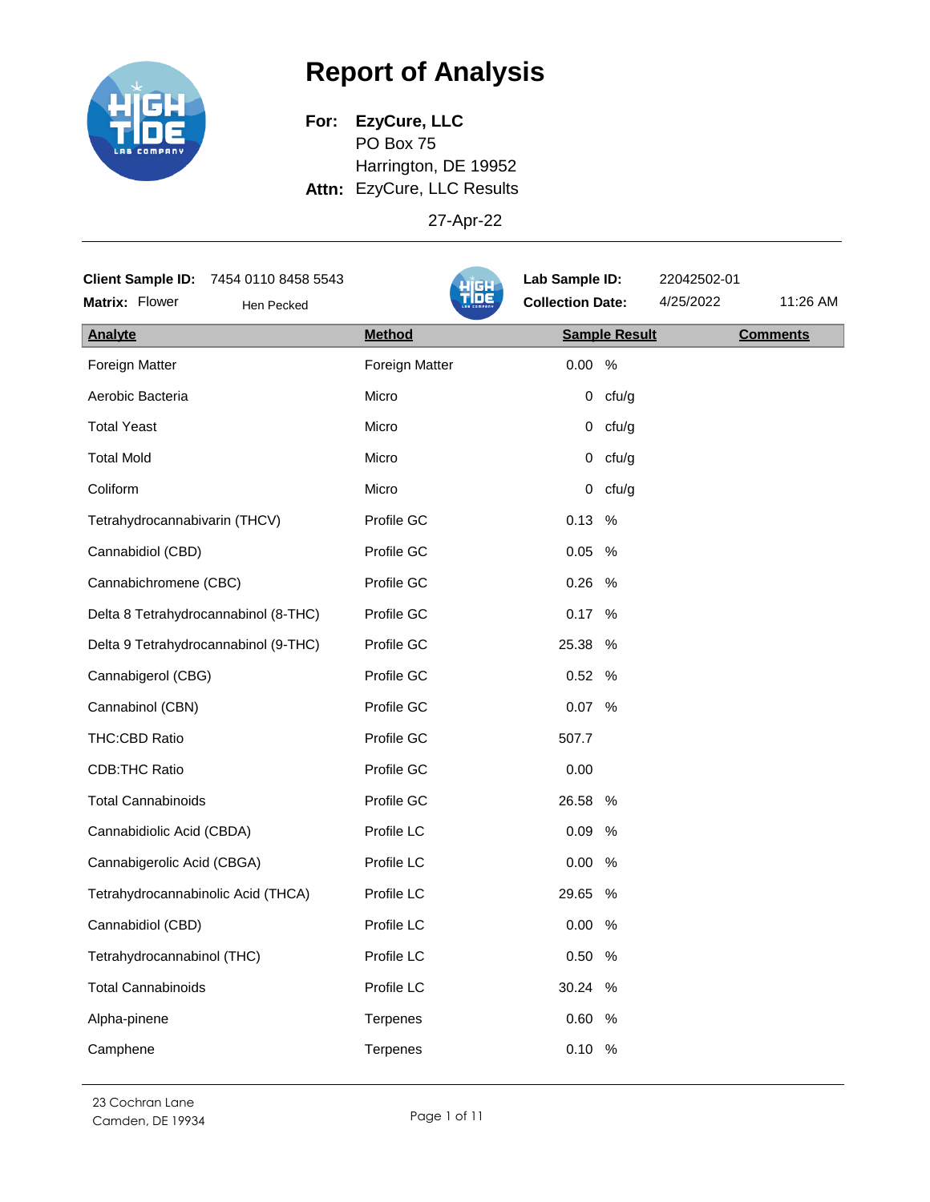# Report of Analysis

**For:** EzyCure, LLC
PO Box 75
Harrington, DE 19952
**Attn:** EzyCure, LLC Results

27-Apr-22

**Client Sample ID:** 7454 0110 8458 5543
**Matrix:** Flower    Hen Pecked

**Lab Sample ID:** 22042502-01
**Collection Date:** 4/25/2022    11:26 AM

| Analyte | Method | Sample Result | Comments |
|---|---|---|---|
| Foreign Matter | Foreign Matter | 0.00 % | |
| Aerobic Bacteria | Micro | 0 cfu/g | |
| Total Yeast | Micro | 0 cfu/g | |
| Total Mold | Micro | 0 cfu/g | |
| Coliform | Micro | 0 cfu/g | |
| Tetrahydrocannabivarin (THCV) | Profile GC | 0.13 % | |
| Cannabidiol (CBD) | Profile GC | 0.05 % | |
| Cannabichromene (CBC) | Profile GC | 0.26 % | |
| Delta 8 Tetrahydrocannabinol (8-THC) | Profile GC | 0.17 % | |
| Delta 9 Tetrahydrocannabinol (9-THC) | Profile GC | 25.38 % | |
| Cannabigerol (CBG) | Profile GC | 0.52 % | |
| Cannabinol (CBN) | Profile GC | 0.07 % | |
| THC:CBD Ratio | Profile GC | 507.7 | |
| CDB:THC Ratio | Profile GC | 0.00 | |
| Total Cannabinoids | Profile GC | 26.58 % | |
| Cannabidiolic Acid (CBDA) | Profile LC | 0.09 % | |
| Cannabigerolic Acid (CBGA) | Profile LC | 0.00 % | |
| Tetrahydrocannabinolic Acid (THCA) | Profile LC | 29.65 % | |
| Cannabidiol (CBD) | Profile LC | 0.00 % | |
| Tetrahydrocannabinol (THC) | Profile LC | 0.50 % | |
| Total Cannabinoids | Profile LC | 30.24 % | |
| Alpha-pinene | Terpenes | 0.60 % | |
| Camphene | Terpenes | 0.10 % | |

23 Cochran Lane
Camden, DE 19934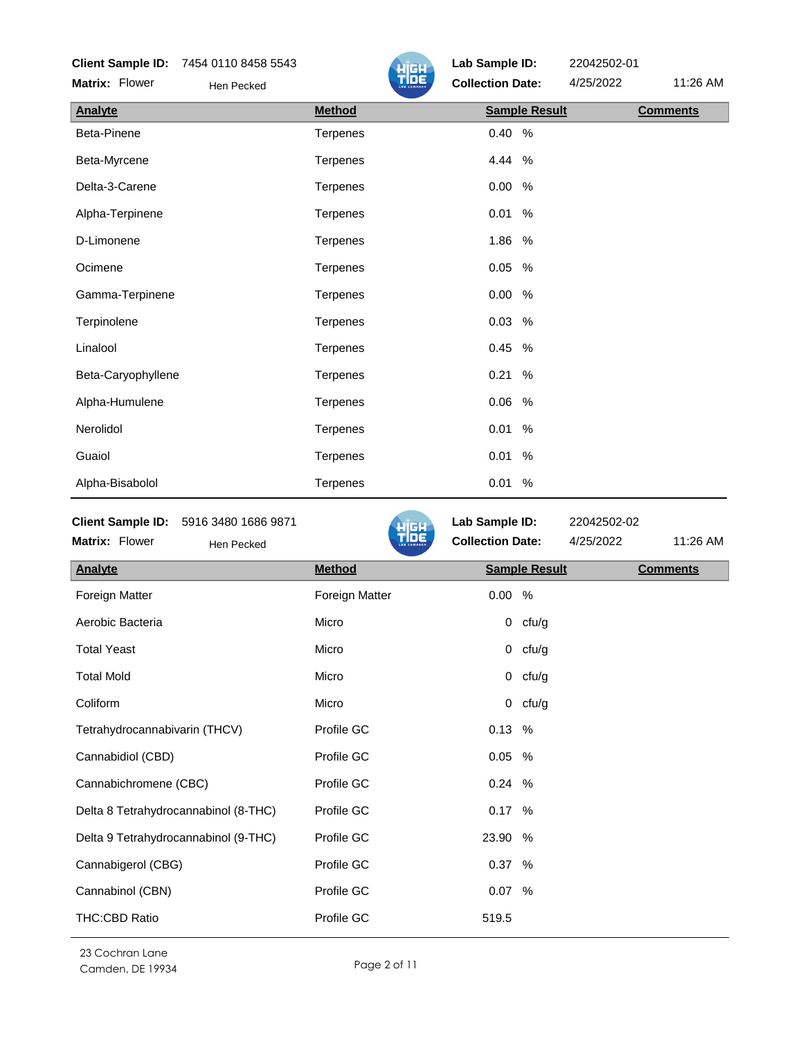**Client Sample ID:** 7454 0110 8458 5543
**Matrix:** Flower Hen Pecked

**Lab Sample ID:** 22042502-01
**Collection Date:** 4/25/2022 11:26 AM

| Analyte | Method | Sample Result | Comments |
|---|---|---|---|
| Beta-Pinene | Terpenes | 0.40 % | |
| Beta-Myrcene | Terpenes | 4.44 % | |
| Delta-3-Carene | Terpenes | 0.00 % | |
| Alpha-Terpinene | Terpenes | 0.01 % | |
| D-Limonene | Terpenes | 1.86 % | |
| Ocimene | Terpenes | 0.05 % | |
| Gamma-Terpinene | Terpenes | 0.00 % | |
| Terpinolene | Terpenes | 0.03 % | |
| Linalool | Terpenes | 0.45 % | |
| Beta-Caryophyllene | Terpenes | 0.21 % | |
| Alpha-Humulene | Terpenes | 0.06 % | |
| Nerolidol | Terpenes | 0.01 % | |
| Guaiol | Terpenes | 0.01 % | |
| Alpha-Bisabolol | Terpenes | 0.01 % | |

**Client Sample ID:** 5916 3480 1686 9871
**Matrix:** Flower Hen Pecked

**Lab Sample ID:** 22042502-02
**Collection Date:** 4/25/2022 11:26 AM

| Analyte | Method | Sample Result | Comments |
|---|---|---|---|
| Foreign Matter | Foreign Matter | 0.00 % | |
| Aerobic Bacteria | Micro | 0 cfu/g | |
| Total Yeast | Micro | 0 cfu/g | |
| Total Mold | Micro | 0 cfu/g | |
| Coliform | Micro | 0 cfu/g | |
| Tetrahydrocannabivarin (THCV) | Profile GC | 0.13 % | |
| Cannabidiol (CBD) | Profile GC | 0.05 % | |
| Cannabichromene (CBC) | Profile GC | 0.24 % | |
| Delta 8 Tetrahydrocannabinol (8-THC) | Profile GC | 0.17 % | |
| Delta 9 Tetrahydrocannabinol (9-THC) | Profile GC | 23.90 % | |
| Cannabigerol (CBG) | Profile GC | 0.37 % | |
| Cannabinol (CBN) | Profile GC | 0.07 % | |
| THC:CBD Ratio | Profile GC | 519.5 | |

23 Cochran Lane
Camden, DE 19934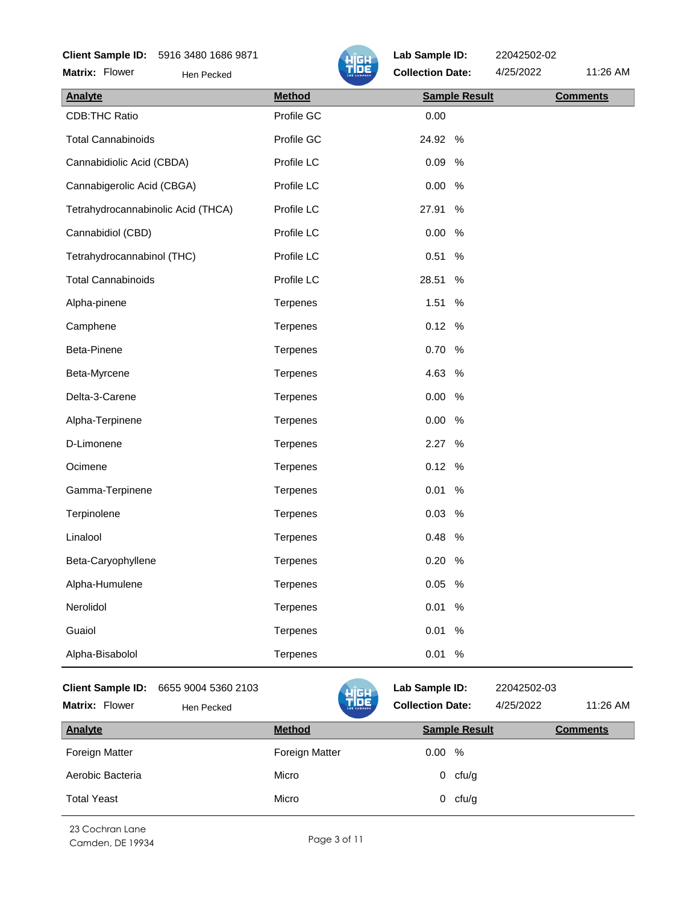**Client Sample ID:** 5916 3480 1686 9871
**Matrix:** Flower Hen Pecked

**Lab Sample ID:** 22042502-02
**Collection Date:** 4/25/2022 11:26 AM

| Analyte | Method | Sample Result | Comments |
|---|---|---|---|
| CDB:THC Ratio | Profile GC | 0.00 | |
| Total Cannabinoids | Profile GC | 24.92 % | |
| Cannabidiolic Acid (CBDA) | Profile LC | 0.09 % | |
| Cannabigerolic Acid (CBGA) | Profile LC | 0.00 % | |
| Tetrahydrocannabinolic Acid (THCA) | Profile LC | 27.91 % | |
| Cannabidiol (CBD) | Profile LC | 0.00 % | |
| Tetrahydrocannabinol (THC) | Profile LC | 0.51 % | |
| Total Cannabinoids | Profile LC | 28.51 % | |
| Alpha-pinene | Terpenes | 1.51 % | |
| Camphene | Terpenes | 0.12 % | |
| Beta-Pinene | Terpenes | 0.70 % | |
| Beta-Myrcene | Terpenes | 4.63 % | |
| Delta-3-Carene | Terpenes | 0.00 % | |
| Alpha-Terpinene | Terpenes | 0.00 % | |
| D-Limonene | Terpenes | 2.27 % | |
| Ocimene | Terpenes | 0.12 % | |
| Gamma-Terpinene | Terpenes | 0.01 % | |
| Terpinolene | Terpenes | 0.03 % | |
| Linalool | Terpenes | 0.48 % | |
| Beta-Caryophyllene | Terpenes | 0.20 % | |
| Alpha-Humulene | Terpenes | 0.05 % | |
| Nerolidol | Terpenes | 0.01 % | |
| Guaiol | Terpenes | 0.01 % | |
| Alpha-Bisabolol | Terpenes | 0.01 % | |

**Client Sample ID:** 6655 9004 5360 2103
**Matrix:** Flower Hen Pecked

**Lab Sample ID:** 22042502-03
**Collection Date:** 4/25/2022 11:26 AM

| Analyte | Method | Sample Result | Comments |
|---|---|---|---|
| Foreign Matter | Foreign Matter | 0.00 % | |
| Aerobic Bacteria | Micro | 0 cfu/g | |
| Total Yeast | Micro | 0 cfu/g | |

23 Cochran Lane
Camden, DE 19934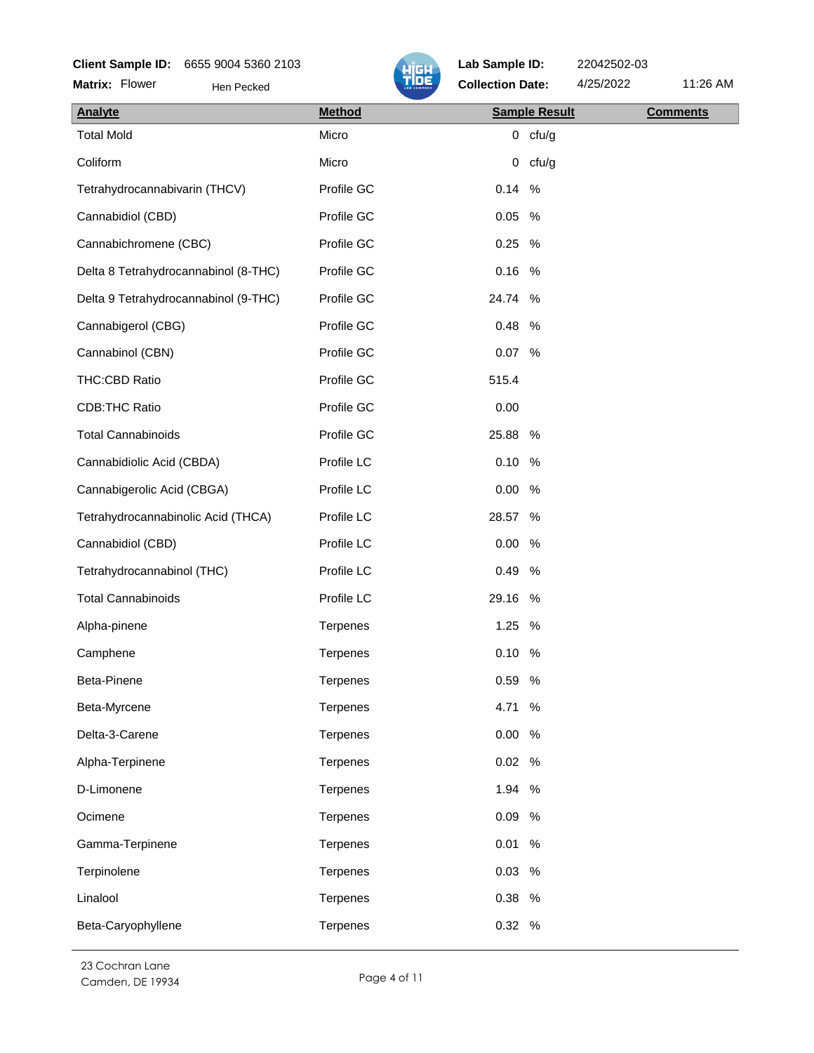**Client Sample ID:** 6655 9004 5360 2103
**Matrix:** Flower Hen Pecked

**Lab Sample ID:** 22042502-03
**Collection Date:** 4/25/2022 11:26 AM

| Analyte | Method | Sample Result | Comments |
|---|---|---|---|
| Total Mold | Micro | 0 cfu/g | |
| Coliform | Micro | 0 cfu/g | |
| Tetrahydrocannabivarin (THCV) | Profile GC | 0.14 % | |
| Cannabidiol (CBD) | Profile GC | 0.05 % | |
| Cannabichromene (CBC) | Profile GC | 0.25 % | |
| Delta 8 Tetrahydrocannabinol (8-THC) | Profile GC | 0.16 % | |
| Delta 9 Tetrahydrocannabinol (9-THC) | Profile GC | 24.74 % | |
| Cannabigerol (CBG) | Profile GC | 0.48 % | |
| Cannabinol (CBN) | Profile GC | 0.07 % | |
| THC:CBD Ratio | Profile GC | 515.4 | |
| CDB:THC Ratio | Profile GC | 0.00 | |
| Total Cannabinoids | Profile GC | 25.88 % | |
| Cannabidiolic Acid (CBDA) | Profile LC | 0.10 % | |
| Cannabigerolic Acid (CBGA) | Profile LC | 0.00 % | |
| Tetrahydrocannabinolic Acid (THCA) | Profile LC | 28.57 % | |
| Cannabidiol (CBD) | Profile LC | 0.00 % | |
| Tetrahydrocannabinol (THC) | Profile LC | 0.49 % | |
| Total Cannabinoids | Profile LC | 29.16 % | |
| Alpha-pinene | Terpenes | 1.25 % | |
| Camphene | Terpenes | 0.10 % | |
| Beta-Pinene | Terpenes | 0.59 % | |
| Beta-Myrcene | Terpenes | 4.71 % | |
| Delta-3-Carene | Terpenes | 0.00 % | |
| Alpha-Terpinene | Terpenes | 0.02 % | |
| D-Limonene | Terpenes | 1.94 % | |
| Ocimene | Terpenes | 0.09 % | |
| Gamma-Terpinene | Terpenes | 0.01 % | |
| Terpinolene | Terpenes | 0.03 % | |
| Linalool | Terpenes | 0.38 % | |
| Beta-Caryophyllene | Terpenes | 0.32 % | |

23 Cochran Lane
Camden, DE 19934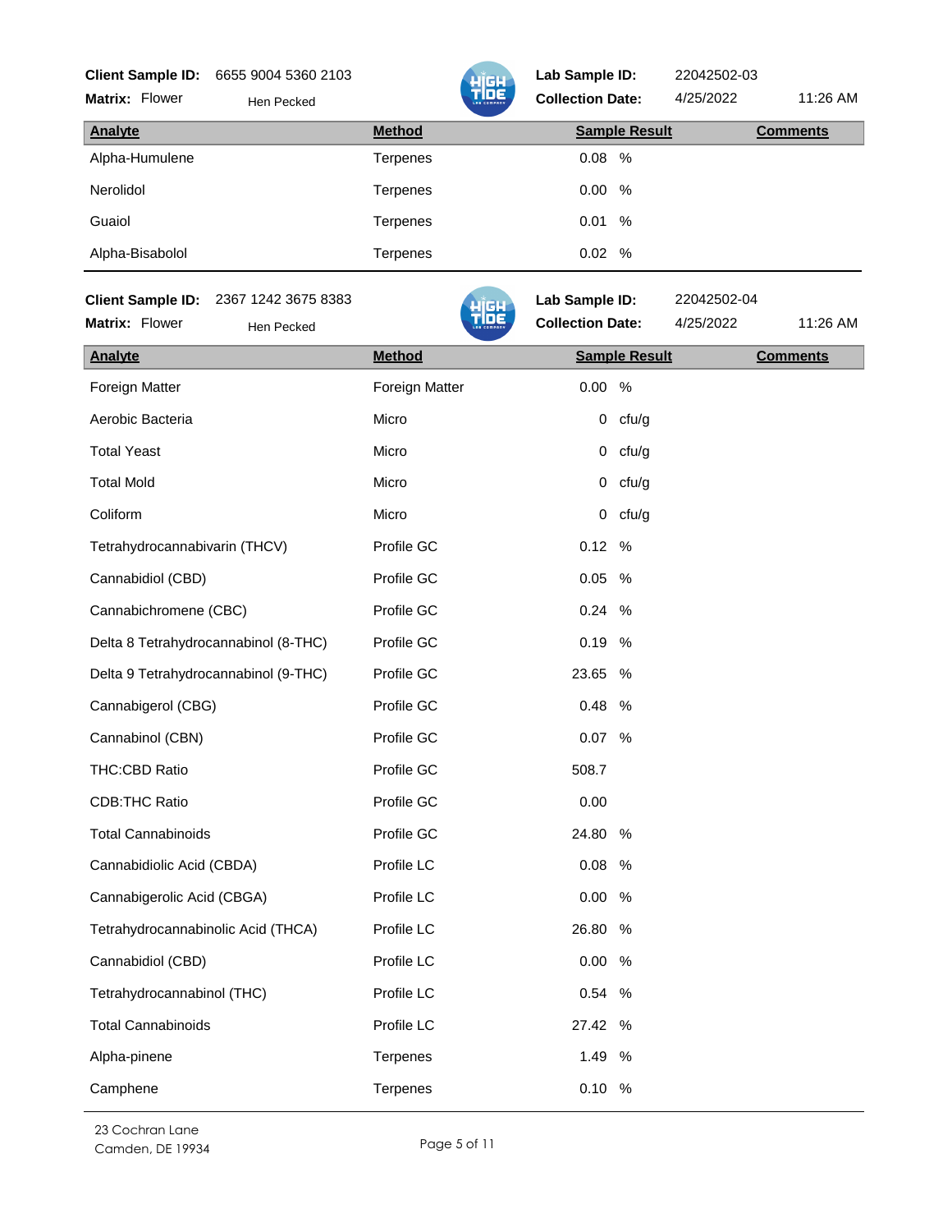**Client Sample ID:** 6655 9004 5360 2103
**Matrix:** Flower Hen Pecked

**Lab Sample ID:** 22042502-03
**Collection Date:** 4/25/2022 11:26 AM

| Analyte | Method | Sample Result | Comments |
|---|---|---|---|
| Alpha-Humulene | Terpenes | 0.08 % | |
| Nerolidol | Terpenes | 0.00 % | |
| Guaiol | Terpenes | 0.01 % | |
| Alpha-Bisabolol | Terpenes | 0.02 % | |

**Client Sample ID:** 2367 1242 3675 8383
**Matrix:** Flower Hen Pecked

**Lab Sample ID:** 22042502-04
**Collection Date:** 4/25/2022 11:26 AM

| Analyte | Method | Sample Result | Comments |
|---|---|---|---|
| Foreign Matter | Foreign Matter | 0.00 % | |
| Aerobic Bacteria | Micro | 0 cfu/g | |
| Total Yeast | Micro | 0 cfu/g | |
| Total Mold | Micro | 0 cfu/g | |
| Coliform | Micro | 0 cfu/g | |
| Tetrahydrocannabivarin (THCV) | Profile GC | 0.12 % | |
| Cannabidiol (CBD) | Profile GC | 0.05 % | |
| Cannabichromene (CBC) | Profile GC | 0.24 % | |
| Delta 8 Tetrahydrocannabinol (8-THC) | Profile GC | 0.19 % | |
| Delta 9 Tetrahydrocannabinol (9-THC) | Profile GC | 23.65 % | |
| Cannabigerol (CBG) | Profile GC | 0.48 % | |
| Cannabinol (CBN) | Profile GC | 0.07 % | |
| THC:CBD Ratio | Profile GC | 508.7 | |
| CDB:THC Ratio | Profile GC | 0.00 | |
| Total Cannabinoids | Profile GC | 24.80 % | |
| Cannabidiolic Acid (CBDA) | Profile LC | 0.08 % | |
| Cannabigerolic Acid (CBGA) | Profile LC | 0.00 % | |
| Tetrahydrocannabinolic Acid (THCA) | Profile LC | 26.80 % | |
| Cannabidiol (CBD) | Profile LC | 0.00 % | |
| Tetrahydrocannabinol (THC) | Profile LC | 0.54 % | |
| Total Cannabinoids | Profile LC | 27.42 % | |
| Alpha-pinene | Terpenes | 1.49 % | |
| Camphene | Terpenes | 0.10 % | |

23 Cochran Lane
Camden, DE 19934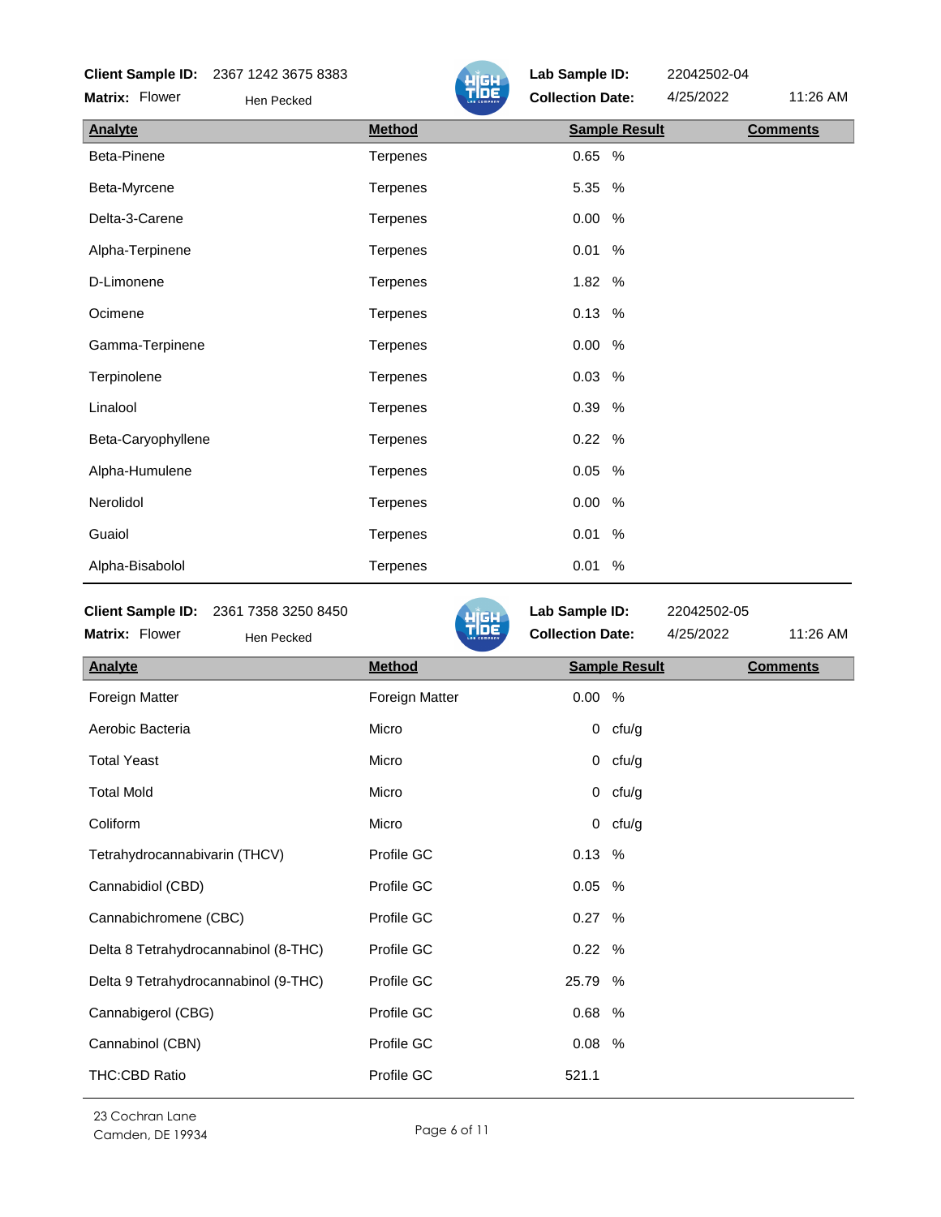**Client Sample ID:** 2367 1242 3675 8383 **Lab Sample ID:** 22042502-04
**Matrix:** Flower Hen Pecked **Collection Date:** 4/25/2022 11:26 AM

| Analyte | Method | Sample Result | Comments |
|---|---|---|---|
| Beta-Pinene | Terpenes | 0.65 % | |
| Beta-Myrcene | Terpenes | 5.35 % | |
| Delta-3-Carene | Terpenes | 0.00 % | |
| Alpha-Terpinene | Terpenes | 0.01 % | |
| D-Limonene | Terpenes | 1.82 % | |
| Ocimene | Terpenes | 0.13 % | |
| Gamma-Terpinene | Terpenes | 0.00 % | |
| Terpinolene | Terpenes | 0.03 % | |
| Linalool | Terpenes | 0.39 % | |
| Beta-Caryophyllene | Terpenes | 0.22 % | |
| Alpha-Humulene | Terpenes | 0.05 % | |
| Nerolidol | Terpenes | 0.00 % | |
| Guaiol | Terpenes | 0.01 % | |
| Alpha-Bisabolol | Terpenes | 0.01 % | |

**Client Sample ID:** 2361 7358 3250 8450 **Lab Sample ID:** 22042502-05
**Matrix:** Flower Hen Pecked **Collection Date:** 4/25/2022 11:26 AM

| Analyte | Method | Sample Result | Comments |
|---|---|---|---|
| Foreign Matter | Foreign Matter | 0.00 % | |
| Aerobic Bacteria | Micro | 0 cfu/g | |
| Total Yeast | Micro | 0 cfu/g | |
| Total Mold | Micro | 0 cfu/g | |
| Coliform | Micro | 0 cfu/g | |
| Tetrahydrocannabivarin (THCV) | Profile GC | 0.13 % | |
| Cannabidiol (CBD) | Profile GC | 0.05 % | |
| Cannabichromene (CBC) | Profile GC | 0.27 % | |
| Delta 8 Tetrahydrocannabinol (8-THC) | Profile GC | 0.22 % | |
| Delta 9 Tetrahydrocannabinol (9-THC) | Profile GC | 25.79 % | |
| Cannabigerol (CBG) | Profile GC | 0.68 % | |
| Cannabinol (CBN) | Profile GC | 0.08 % | |
| THC:CBD Ratio | Profile GC | 521.1 | |

23 Cochran Lane
Camden, DE 19934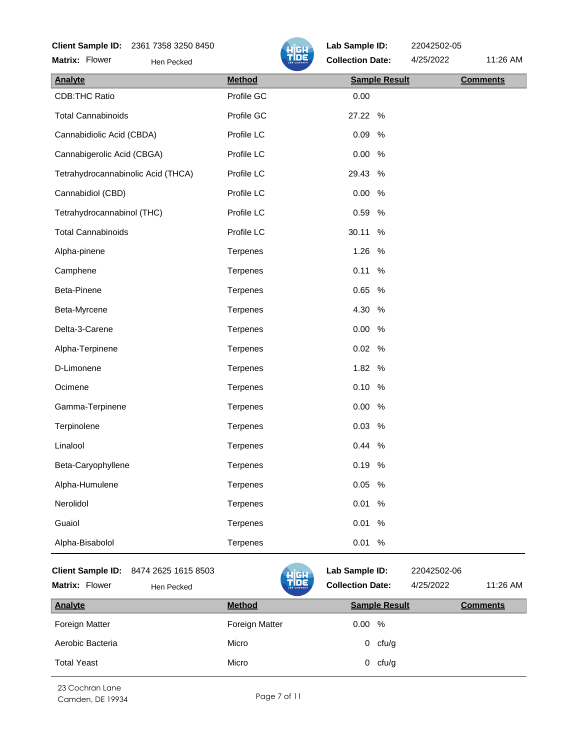**Client Sample ID:** 2361 7358 3250 8450
**Matrix:** Flower Hen Pecked

**Lab Sample ID:** 22042502-05
**Collection Date:** 4/25/2022 11:26 AM

| Analyte | Method | Sample Result | Comments |
|---|---|---|---|
| CDB:THC Ratio | Profile GC | 0.00 | |
| Total Cannabinoids | Profile GC | 27.22 % | |
| Cannabidiolic Acid (CBDA) | Profile LC | 0.09 % | |
| Cannabigerolic Acid (CBGA) | Profile LC | 0.00 % | |
| Tetrahydrocannabinolic Acid (THCA) | Profile LC | 29.43 % | |
| Cannabidiol (CBD) | Profile LC | 0.00 % | |
| Tetrahydrocannabinol (THC) | Profile LC | 0.59 % | |
| Total Cannabinoids | Profile LC | 30.11 % | |
| Alpha-pinene | Terpenes | 1.26 % | |
| Camphene | Terpenes | 0.11 % | |
| Beta-Pinene | Terpenes | 0.65 % | |
| Beta-Myrcene | Terpenes | 4.30 % | |
| Delta-3-Carene | Terpenes | 0.00 % | |
| Alpha-Terpinene | Terpenes | 0.02 % | |
| D-Limonene | Terpenes | 1.82 % | |
| Ocimene | Terpenes | 0.10 % | |
| Gamma-Terpinene | Terpenes | 0.00 % | |
| Terpinolene | Terpenes | 0.03 % | |
| Linalool | Terpenes | 0.44 % | |
| Beta-Caryophyllene | Terpenes | 0.19 % | |
| Alpha-Humulene | Terpenes | 0.05 % | |
| Nerolidol | Terpenes | 0.01 % | |
| Guaiol | Terpenes | 0.01 % | |
| Alpha-Bisabolol | Terpenes | 0.01 % | |

**Client Sample ID:** 8474 2625 1615 8503
**Matrix:** Flower Hen Pecked

**Lab Sample ID:** 22042502-06
**Collection Date:** 4/25/2022 11:26 AM

| Analyte | Method | Sample Result | Comments |
|---|---|---|---|
| Foreign Matter | Foreign Matter | 0.00 % | |
| Aerobic Bacteria | Micro | 0 cfu/g | |
| Total Yeast | Micro | 0 cfu/g | |

23 Cochran Lane
Camden, DE 19934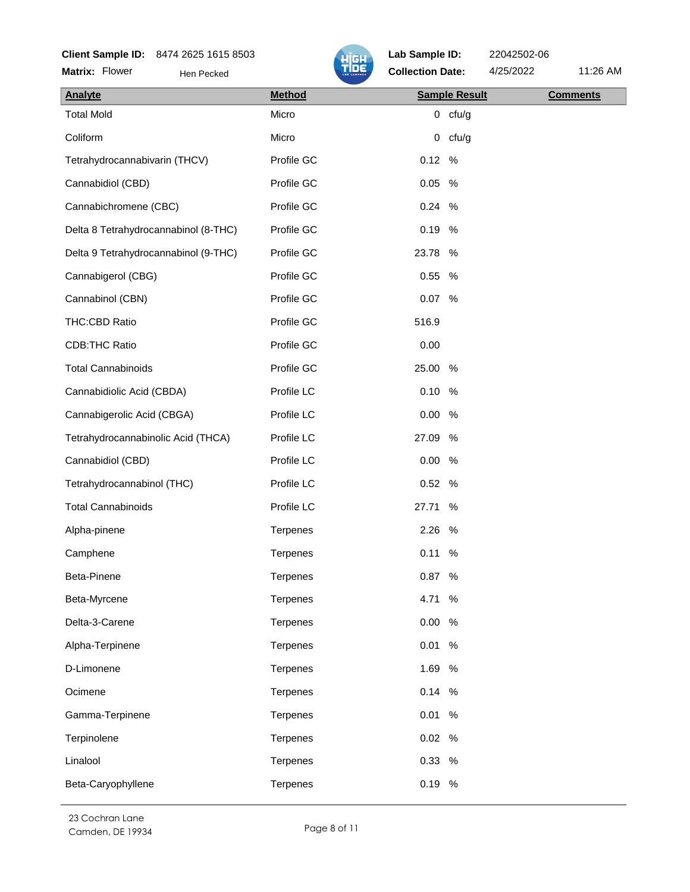**Client Sample ID:** 8474 2625 1615 8503
**Matrix:** Flower  Hen Pecked

**Lab Sample ID:** 22042502-06
**Collection Date:** 4/25/2022  11:26 AM

| Analyte | Method | Sample Result | Comments |
|---|---|---|---|
| Total Mold | Micro | 0 cfu/g | |
| Coliform | Micro | 0 cfu/g | |
| Tetrahydrocannabivarin (THCV) | Profile GC | 0.12 % | |
| Cannabidiol (CBD) | Profile GC | 0.05 % | |
| Cannabichromene (CBC) | Profile GC | 0.24 % | |
| Delta 8 Tetrahydrocannabinol (8-THC) | Profile GC | 0.19 % | |
| Delta 9 Tetrahydrocannabinol (9-THC) | Profile GC | 23.78 % | |
| Cannabigerol (CBG) | Profile GC | 0.55 % | |
| Cannabinol (CBN) | Profile GC | 0.07 % | |
| THC:CBD Ratio | Profile GC | 516.9 | |
| CDB:THC Ratio | Profile GC | 0.00 | |
| Total Cannabinoids | Profile GC | 25.00 % | |
| Cannabidiolic Acid (CBDA) | Profile LC | 0.10 % | |
| Cannabigerolic Acid (CBGA) | Profile LC | 0.00 % | |
| Tetrahydrocannabinolic Acid (THCA) | Profile LC | 27.09 % | |
| Cannabidiol (CBD) | Profile LC | 0.00 % | |
| Tetrahydrocannabinol (THC) | Profile LC | 0.52 % | |
| Total Cannabinoids | Profile LC | 27.71 % | |
| Alpha-pinene | Terpenes | 2.26 % | |
| Camphene | Terpenes | 0.11 % | |
| Beta-Pinene | Terpenes | 0.87 % | |
| Beta-Myrcene | Terpenes | 4.71 % | |
| Delta-3-Carene | Terpenes | 0.00 % | |
| Alpha-Terpinene | Terpenes | 0.01 % | |
| D-Limonene | Terpenes | 1.69 % | |
| Ocimene | Terpenes | 0.14 % | |
| Gamma-Terpinene | Terpenes | 0.01 % | |
| Terpinolene | Terpenes | 0.02 % | |
| Linalool | Terpenes | 0.33 % | |
| Beta-Caryophyllene | Terpenes | 0.19 % | |

23 Cochran Lane
Camden, DE 19934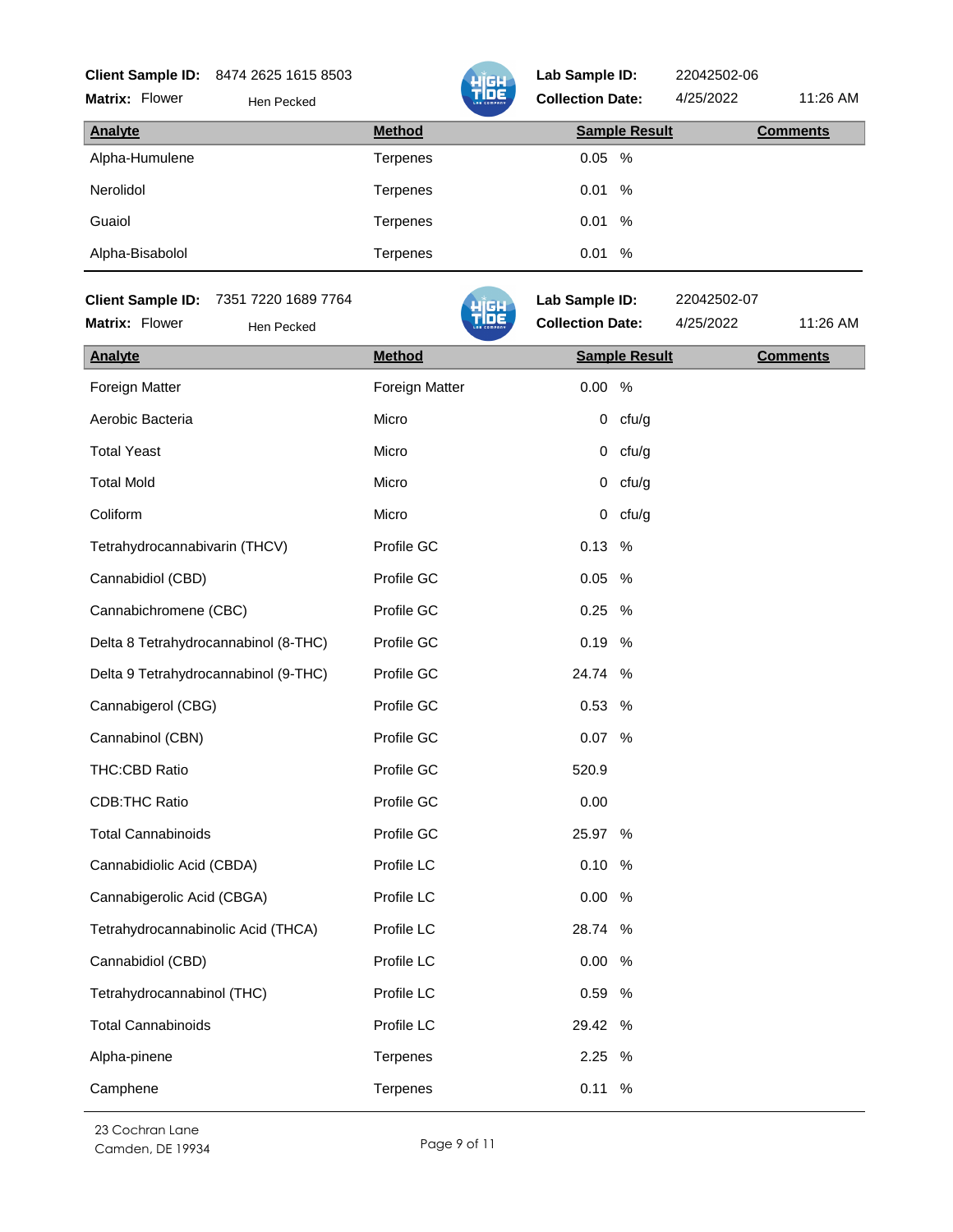**Client Sample ID:** 8474 2625 1615 8503
**Matrix:** Flower    Hen Pecked

**Lab Sample ID:** 22042502-06
**Collection Date:** 4/25/2022    11:26 AM

| Analyte | Method | Sample Result | Comments |
| --- | --- | --- | --- |
| Alpha-Humulene | Terpenes | 0.05 % | |
| Nerolidol | Terpenes | 0.01 % | |
| Guaiol | Terpenes | 0.01 % | |
| Alpha-Bisabolol | Terpenes | 0.01 % | |

**Client Sample ID:** 7351 7220 1689 7764
**Matrix:** Flower    Hen Pecked

**Lab Sample ID:** 22042502-07
**Collection Date:** 4/25/2022    11:26 AM

| Analyte | Method | Sample Result | Comments |
| --- | --- | --- | --- |
| Foreign Matter | Foreign Matter | 0.00 % | |
| Aerobic Bacteria | Micro | 0 cfu/g | |
| Total Yeast | Micro | 0 cfu/g | |
| Total Mold | Micro | 0 cfu/g | |
| Coliform | Micro | 0 cfu/g | |
| Tetrahydrocannabivarin (THCV) | Profile GC | 0.13 % | |
| Cannabidiol (CBD) | Profile GC | 0.05 % | |
| Cannabichromene (CBC) | Profile GC | 0.25 % | |
| Delta 8 Tetrahydrocannabinol (8-THC) | Profile GC | 0.19 % | |
| Delta 9 Tetrahydrocannabinol (9-THC) | Profile GC | 24.74 % | |
| Cannabigerol (CBG) | Profile GC | 0.53 % | |
| Cannabinol (CBN) | Profile GC | 0.07 % | |
| THC:CBD Ratio | Profile GC | 520.9 | |
| CDB:THC Ratio | Profile GC | 0.00 | |
| Total Cannabinoids | Profile GC | 25.97 % | |
| Cannabidiolic Acid (CBDA) | Profile LC | 0.10 % | |
| Cannabigerolic Acid (CBGA) | Profile LC | 0.00 % | |
| Tetrahydrocannabinolic Acid (THCA) | Profile LC | 28.74 % | |
| Cannabidiol (CBD) | Profile LC | 0.00 % | |
| Tetrahydrocannabinol (THC) | Profile LC | 0.59 % | |
| Total Cannabinoids | Profile LC | 29.42 % | |
| Alpha-pinene | Terpenes | 2.25 % | |
| Camphene | Terpenes | 0.11 % | |

23 Cochran Lane
Camden, DE 19934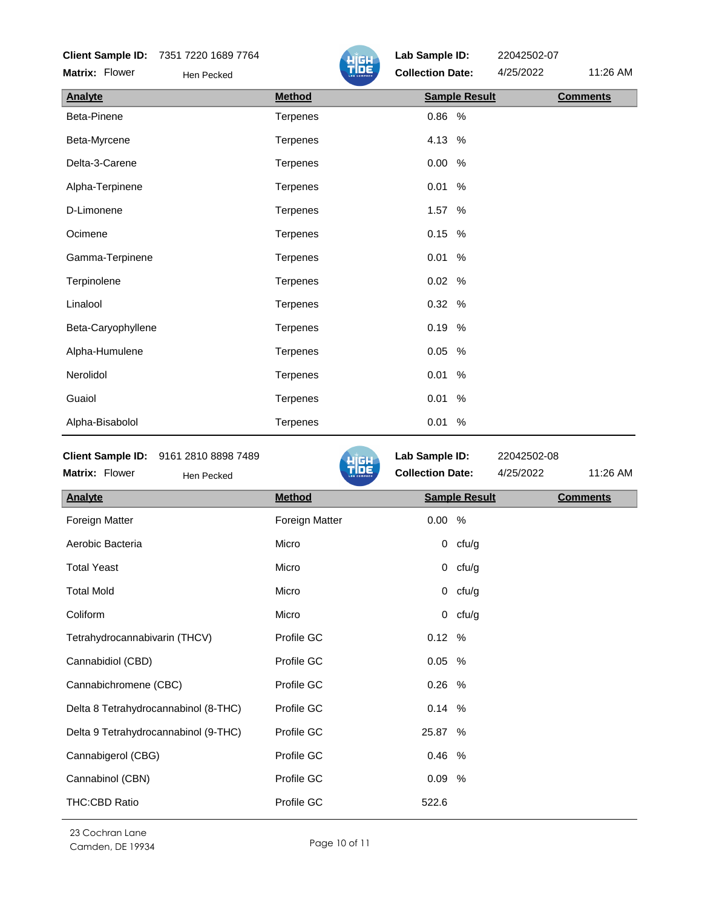**Client Sample ID:** 7351 7220 1689 7764
**Matrix:** Flower    Hen Pecked

**Lab Sample ID:** 22042502-07
**Collection Date:** 4/25/2022    11:26 AM

| Analyte | Method | Sample Result | Comments |
|---|---|---|---|
| Beta-Pinene | Terpenes | 0.86 % | |
| Beta-Myrcene | Terpenes | 4.13 % | |
| Delta-3-Carene | Terpenes | 0.00 % | |
| Alpha-Terpinene | Terpenes | 0.01 % | |
| D-Limonene | Terpenes | 1.57 % | |
| Ocimene | Terpenes | 0.15 % | |
| Gamma-Terpinene | Terpenes | 0.01 % | |
| Terpinolene | Terpenes | 0.02 % | |
| Linalool | Terpenes | 0.32 % | |
| Beta-Caryophyllene | Terpenes | 0.19 % | |
| Alpha-Humulene | Terpenes | 0.05 % | |
| Nerolidol | Terpenes | 0.01 % | |
| Guaiol | Terpenes | 0.01 % | |
| Alpha-Bisabolol | Terpenes | 0.01 % | |

**Client Sample ID:** 9161 2810 8898 7489
**Matrix:** Flower    Hen Pecked

**Lab Sample ID:** 22042502-08
**Collection Date:** 4/25/2022    11:26 AM

| Analyte | Method | Sample Result | Comments |
|---|---|---|---|
| Foreign Matter | Foreign Matter | 0.00 % | |
| Aerobic Bacteria | Micro | 0 cfu/g | |
| Total Yeast | Micro | 0 cfu/g | |
| Total Mold | Micro | 0 cfu/g | |
| Coliform | Micro | 0 cfu/g | |
| Tetrahydrocannabivarin (THCV) | Profile GC | 0.12 % | |
| Cannabidiol (CBD) | Profile GC | 0.05 % | |
| Cannabichromene (CBC) | Profile GC | 0.26 % | |
| Delta 8 Tetrahydrocannabinol (8-THC) | Profile GC | 0.14 % | |
| Delta 9 Tetrahydrocannabinol (9-THC) | Profile GC | 25.87 % | |
| Cannabigerol (CBG) | Profile GC | 0.46 % | |
| Cannabinol (CBN) | Profile GC | 0.09 % | |
| THC:CBD Ratio | Profile GC | 522.6 | |

23 Cochran Lane
Camden, DE 19934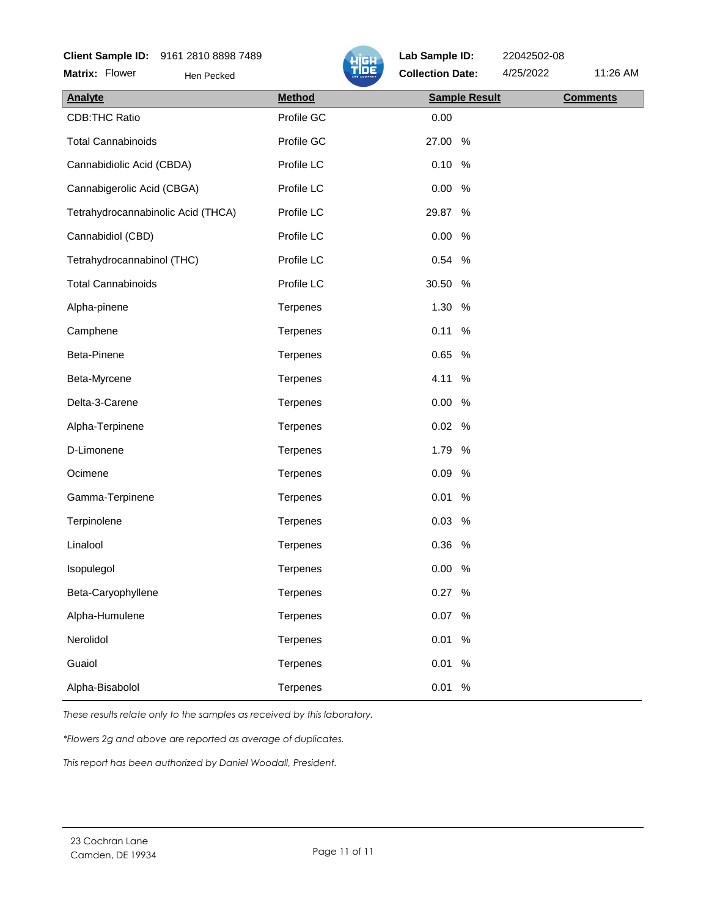**Client Sample ID:** 9161 2810 8898 7489
**Matrix:** Flower    Hen Pecked

**Lab Sample ID:** 22042502-08
**Collection Date:** 4/25/2022    11:26 AM

| Analyte | Method | Sample Result | Comments |
|---|---|---|---|
| CDB:THC Ratio | Profile GC | 0.00 | |
| Total Cannabinoids | Profile GC | 27.00 % | |
| Cannabidiolic Acid (CBDA) | Profile LC | 0.10 % | |
| Cannabigerolic Acid (CBGA) | Profile LC | 0.00 % | |
| Tetrahydrocannabinolic Acid (THCA) | Profile LC | 29.87 % | |
| Cannabidiol (CBD) | Profile LC | 0.00 % | |
| Tetrahydrocannabinol (THC) | Profile LC | 0.54 % | |
| Total Cannabinoids | Profile LC | 30.50 % | |
| Alpha-pinene | Terpenes | 1.30 % | |
| Camphene | Terpenes | 0.11 % | |
| Beta-Pinene | Terpenes | 0.65 % | |
| Beta-Myrcene | Terpenes | 4.11 % | |
| Delta-3-Carene | Terpenes | 0.00 % | |
| Alpha-Terpinene | Terpenes | 0.02 % | |
| D-Limonene | Terpenes | 1.79 % | |
| Ocimene | Terpenes | 0.09 % | |
| Gamma-Terpinene | Terpenes | 0.01 % | |
| Terpinolene | Terpenes | 0.03 % | |
| Linalool | Terpenes | 0.36 % | |
| Isopulegol | Terpenes | 0.00 % | |
| Beta-Caryophyllene | Terpenes | 0.27 % | |
| Alpha-Humulene | Terpenes | 0.07 % | |
| Nerolidol | Terpenes | 0.01 % | |
| Guaiol | Terpenes | 0.01 % | |
| Alpha-Bisabolol | Terpenes | 0.01 % | |

*These results relate only to the samples as received by this laboratory.*

*\*Flowers 2g and above are reported as average of duplicates.*

*This report has been authorized by Daniel Woodall, President.*

23 Cochran Lane
Camden, DE 19934